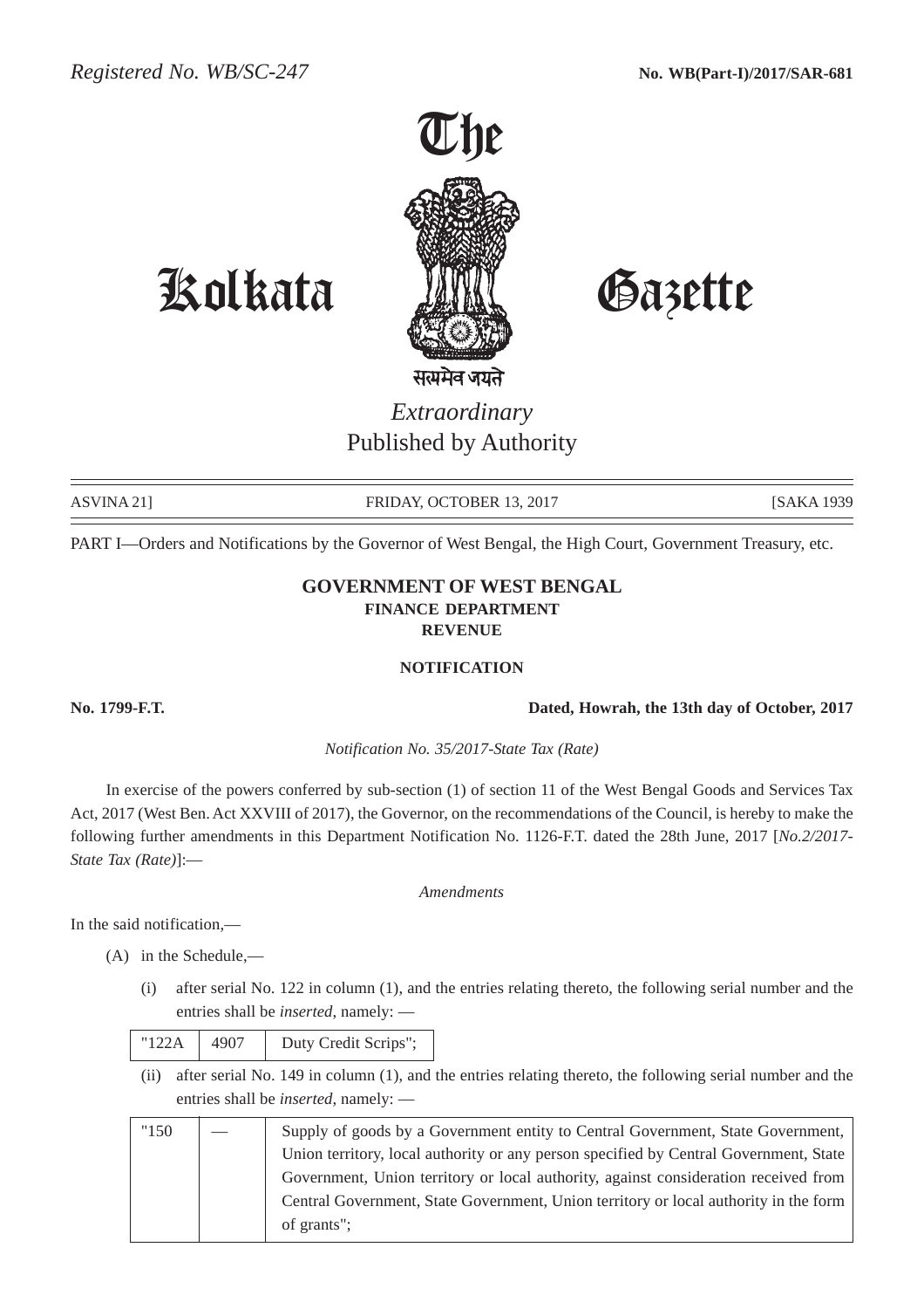*Registered No. WB/SC-247* **No. WB(Part-I)/2017/SAR-681**

# The Kolkata Gazette

सत्यमेव जयते

*Extraordinary*
Published by Authority

ASVINA 21] FRIDAY, OCTOBER 13, 2017 [SAKA 1939

PART I—Orders and Notifications by the Governor of West Bengal, the High Court, Government Treasury, etc.

## GOVERNMENT OF WEST BENGAL
### FINANCE DEPARTMENT
### REVENUE

### NOTIFICATION

**No. 1799-F.T.** **Dated, Howrah, the 13th day of October, 2017**

*Notification No. 35/2017-State Tax (Rate)*

In exercise of the powers conferred by sub-section (1) of section 11 of the West Bengal Goods and Services Tax Act, 2017 (West Ben. Act XXVIII of 2017), the Governor, on the recommendations of the Council, is hereby to make the following further amendments in this Department Notification No. 1126-F.T. dated the 28th June, 2017 [*No.2/2017-State Tax (Rate)*]:—

*Amendments*

In the said notification,—

(A) in the Schedule,—

(i) after serial No. 122 in column (1), and the entries relating thereto, the following serial number and the entries shall be *inserted*, namely: —

| | | |
|---|---|---|
| "122A | 4907 | Duty Credit Scrips"; |

(ii) after serial No. 149 in column (1), and the entries relating thereto, the following serial number and the entries shall be *inserted*, namely: —

| | | |
|---|---|---|
| "150 | — | Supply of goods by a Government entity to Central Government, State Government, Union territory, local authority or any person specified by Central Government, State Government, Union territory or local authority, against consideration received from Central Government, State Government, Union territory or local authority in the form of grants"; |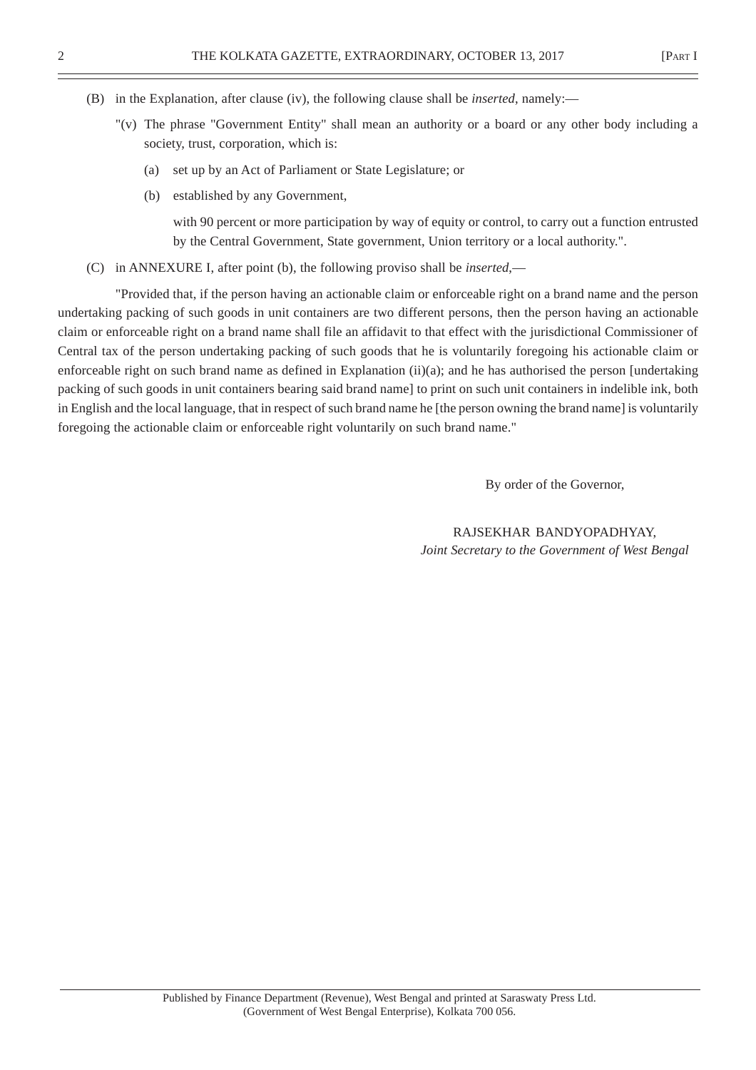(B) in the Explanation, after clause (iv), the following clause shall be *inserted*, namely:—

"(v) The phrase "Government Entity" shall mean an authority or a board or any other body including a society, trust, corporation, which is:

(a) set up by an Act of Parliament or State Legislature; or

(b) established by any Government,

with 90 percent or more participation by way of equity or control, to carry out a function entrusted by the Central Government, State government, Union territory or a local authority.".

(C) in ANNEXURE I, after point (b), the following proviso shall be *inserted*,—

"Provided that, if the person having an actionable claim or enforceable right on a brand name and the person undertaking packing of such goods in unit containers are two different persons, then the person having an actionable claim or enforceable right on a brand name shall file an affidavit to that effect with the jurisdictional Commissioner of Central tax of the person undertaking packing of such goods that he is voluntarily foregoing his actionable claim or enforceable right on such brand name as defined in Explanation (ii)(a); and he has authorised the person [undertaking packing of such goods in unit containers bearing said brand name] to print on such unit containers in indelible ink, both in English and the local language, that in respect of such brand name he [the person owning the brand name] is voluntarily foregoing the actionable claim or enforceable right voluntarily on such brand name."

By order of the Governor,

RAJSEKHAR BANDYOPADHYAY,
*Joint Secretary to the Government of West Bengal*

Published by Finance Department (Revenue), West Bengal and printed at Saraswaty Press Ltd.
(Government of West Bengal Enterprise), Kolkata 700 056.